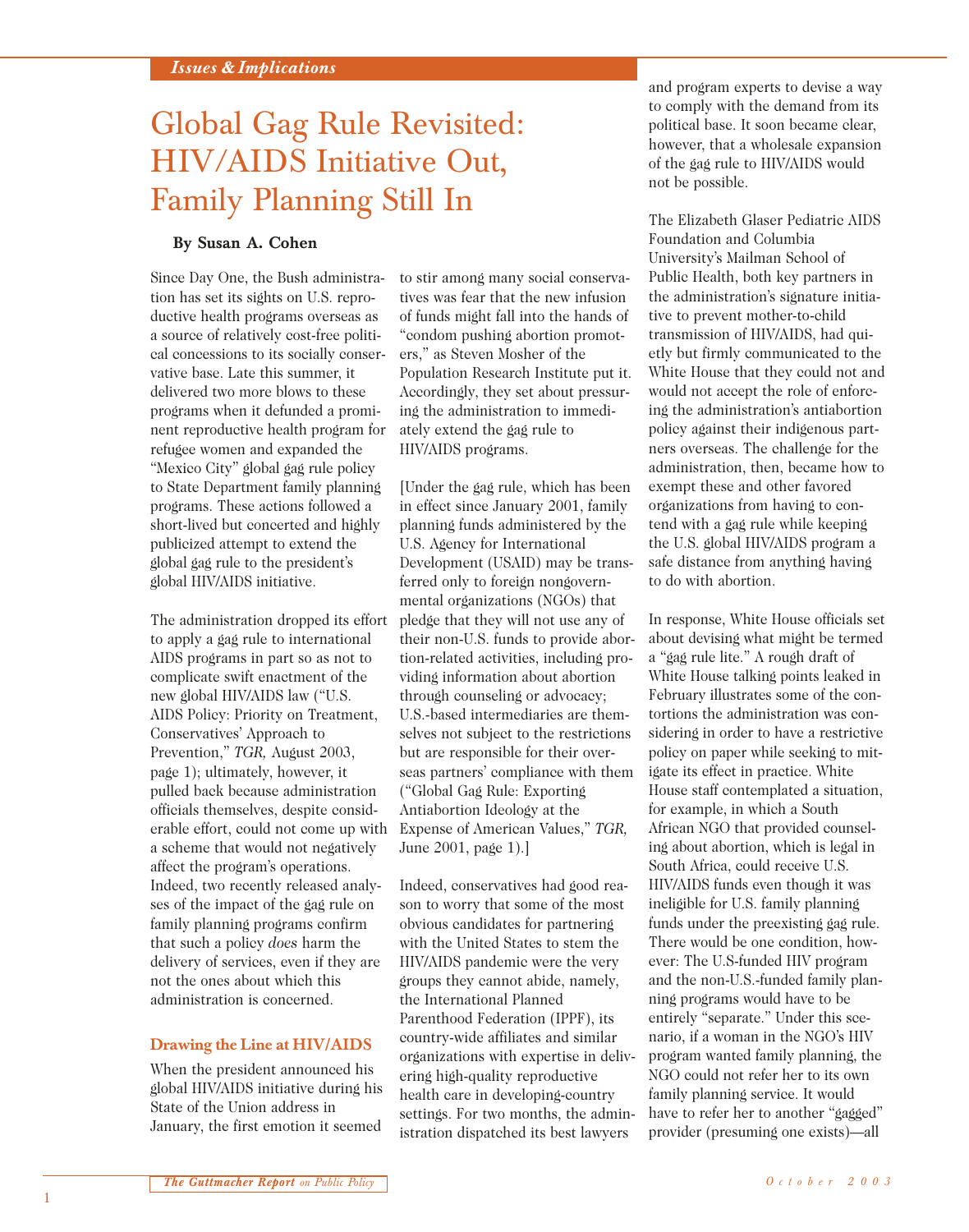*Issues & Implications*

# Global Gag Rule Revisited: HIV/AIDS Initiative Out, Family Planning Still In

**By Susan A. Cohen**

Since Day One, the Bush administration has set its sights on U.S. reproductive health programs overseas as a source of relatively cost-free political concessions to its socially conservative base. Late this summer, it delivered two more blows to these programs when it defunded a prominent reproductive health program for refugee women and expanded the "Mexico City" global gag rule policy to State Department family planning programs. These actions followed a short-lived but concerted and highly publicized attempt to extend the global gag rule to the president's global HIV/AIDS initiative.

The administration dropped its effort to apply a gag rule to international AIDS programs in part so as not to complicate swift enactment of the new global HIV/AIDS law ("U.S. AIDS Policy: Priority on Treatment, Conservatives' Approach to Prevention," *TGR,* August 2003, page 1); ultimately, however, it pulled back because administration officials themselves, despite considerable effort, could not come up with a scheme that would not negatively affect the program's operations. Indeed, two recently released analyses of the impact of the gag rule on family planning programs confirm that such a policy *does* harm the delivery of services, even if they are not the ones about which this administration is concerned.

## Drawing the Line at HIV/AIDS

When the president announced his global HIV/AIDS initiative during his State of the Union address in January, the first emotion it seemed to stir among many social conservatives was fear that the new infusion of funds might fall into the hands of "condom pushing abortion promoters," as Steven Mosher of the Population Research Institute put it. Accordingly, they set about pressuring the administration to immediately extend the gag rule to HIV/AIDS programs.

[Under the gag rule, which has been in effect since January 2001, family planning funds administered by the U.S. Agency for International Development (USAID) may be transferred only to foreign nongovernmental organizations (NGOs) that pledge that they will not use any of their non-U.S. funds to provide abortion-related activities, including providing information about abortion through counseling or advocacy; U.S.-based intermediaries are themselves not subject to the restrictions but are responsible for their overseas partners' compliance with them ("Global Gag Rule: Exporting Antiabortion Ideology at the Expense of American Values," *TGR,* June 2001, page 1).]

Indeed, conservatives had good reason to worry that some of the most obvious candidates for partnering with the United States to stem the HIV/AIDS pandemic were the very groups they cannot abide, namely, the International Planned Parenthood Federation (IPPF), its country-wide affiliates and similar organizations with expertise in delivering high-quality reproductive health care in developing-country settings. For two months, the administration dispatched its best lawyers and program experts to devise a way to comply with the demand from its political base. It soon became clear, however, that a wholesale expansion of the gag rule to HIV/AIDS would not be possible.

The Elizabeth Glaser Pediatric AIDS Foundation and Columbia University's Mailman School of Public Health, both key partners in the administration's signature initiative to prevent mother-to-child transmission of HIV/AIDS, had quietly but firmly communicated to the White House that they could not and would not accept the role of enforcing the administration's antiabortion policy against their indigenous partners overseas. The challenge for the administration, then, became how to exempt these and other favored organizations from having to contend with a gag rule while keeping the U.S. global HIV/AIDS program a safe distance from anything having to do with abortion.

In response, White House officials set about devising what might be termed a "gag rule lite." A rough draft of White House talking points leaked in February illustrates some of the contortions the administration was considering in order to have a restrictive policy on paper while seeking to mitigate its effect in practice. White House staff contemplated a situation, for example, in which a South African NGO that provided counseling about abortion, which is legal in South Africa, could receive U.S. HIV/AIDS funds even though it was ineligible for U.S. family planning funds under the preexisting gag rule. There would be one condition, however: The U.S-funded HIV program and the non-U.S.-funded family planning programs would have to be entirely "separate." Under this scenario, if a woman in the NGO's HIV program wanted family planning, the NGO could not refer her to its own family planning service. It would have to refer her to another "gagged" provider (presuming one exists)—all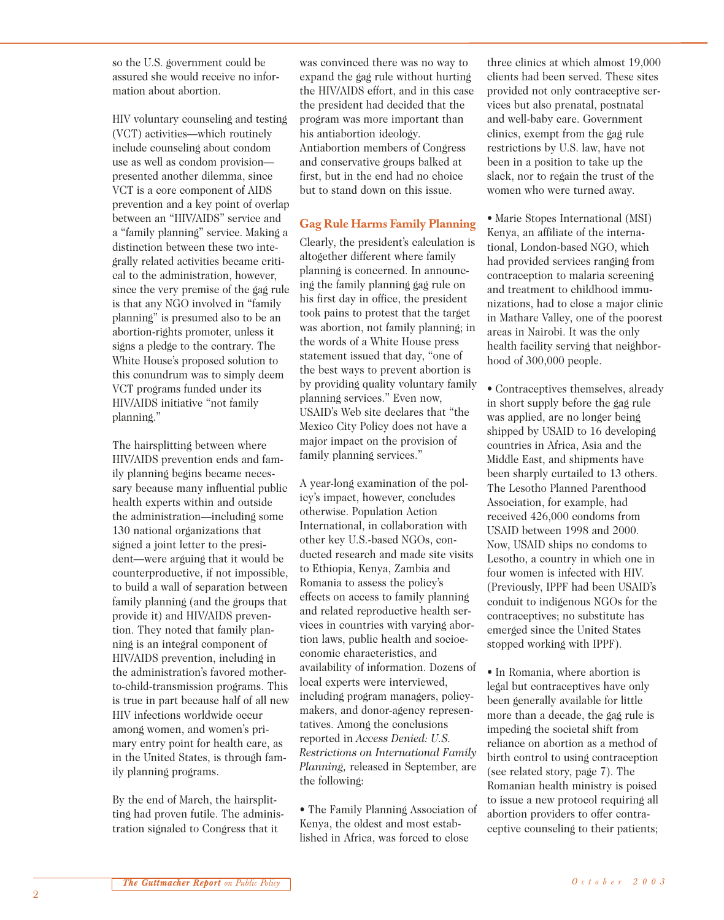so the U.S. government could be assured she would receive no information about abortion.

HIV voluntary counseling and testing (VCT) activities—which routinely include counseling about condom use as well as condom provision—presented another dilemma, since VCT is a core component of AIDS prevention and a key point of overlap between an "HIV/AIDS" service and a "family planning" service. Making a distinction between these two integrally related activities became critical to the administration, however, since the very premise of the gag rule is that any NGO involved in "family planning" is presumed also to be an abortion-rights promoter, unless it signs a pledge to the contrary. The White House's proposed solution to this conundrum was to simply deem VCT programs funded under its HIV/AIDS initiative "not family planning."

The hairsplitting between where HIV/AIDS prevention ends and family planning begins became necessary because many influential public health experts within and outside the administration—including some 130 national organizations that signed a joint letter to the president—were arguing that it would be counterproductive, if not impossible, to build a wall of separation between family planning (and the groups that provide it) and HIV/AIDS prevention. They noted that family planning is an integral component of HIV/AIDS prevention, including in the administration's favored mother-to-child-transmission programs. This is true in part because half of all new HIV infections worldwide occur among women, and women's primary entry point for health care, as in the United States, is through family planning programs.

By the end of March, the hairsplitting had proven futile. The administration signaled to Congress that it was convinced there was no way to expand the gag rule without hurting the HIV/AIDS effort, and in this case the president had decided that the program was more important than his antiabortion ideology. Antiabortion members of Congress and conservative groups balked at first, but in the end had no choice but to stand down on this issue.

## Gag Rule Harms Family Planning

Clearly, the president's calculation is altogether different where family planning is concerned. In announcing the family planning gag rule on his first day in office, the president took pains to protest that the target was abortion, not family planning; in the words of a White House press statement issued that day, "one of the best ways to prevent abortion is by providing quality voluntary family planning services." Even now, USAID's Web site declares that "the Mexico City Policy does not have a major impact on the provision of family planning services."

A year-long examination of the policy's impact, however, concludes otherwise. Population Action International, in collaboration with other key U.S.-based NGOs, conducted research and made site visits to Ethiopia, Kenya, Zambia and Romania to assess the policy's effects on access to family planning and related reproductive health services in countries with varying abortion laws, public health and socioeconomic characteristics, and availability of information. Dozens of local experts were interviewed, including program managers, policymakers, and donor-agency representatives. Among the conclusions reported in *Access Denied: U.S. Restrictions on International Family Planning,* released in September, are the following:

• The Family Planning Association of Kenya, the oldest and most established in Africa, was forced to close three clinics at which almost 19,000 clients had been served. These sites provided not only contraceptive services but also prenatal, postnatal and well-baby care. Government clinics, exempt from the gag rule restrictions by U.S. law, have not been in a position to take up the slack, nor to regain the trust of the women who were turned away.

• Marie Stopes International (MSI) Kenya, an affiliate of the international, London-based NGO, which had provided services ranging from contraception to malaria screening and treatment to childhood immunizations, had to close a major clinic in Mathare Valley, one of the poorest areas in Nairobi. It was the only health facility serving that neighborhood of 300,000 people.

• Contraceptives themselves, already in short supply before the gag rule was applied, are no longer being shipped by USAID to 16 developing countries in Africa, Asia and the Middle East, and shipments have been sharply curtailed to 13 others. The Lesotho Planned Parenthood Association, for example, had received 426,000 condoms from USAID between 1998 and 2000. Now, USAID ships no condoms to Lesotho, a country in which one in four women is infected with HIV. (Previously, IPPF had been USAID's conduit to indigenous NGOs for the contraceptives; no substitute has emerged since the United States stopped working with IPPF).

• In Romania, where abortion is legal but contraceptives have only been generally available for little more than a decade, the gag rule is impeding the societal shift from reliance on abortion as a method of birth control to using contraception (see related story, page 7). The Romanian health ministry is poised to issue a new protocol requiring all abortion providers to offer contraceptive counseling to their patients;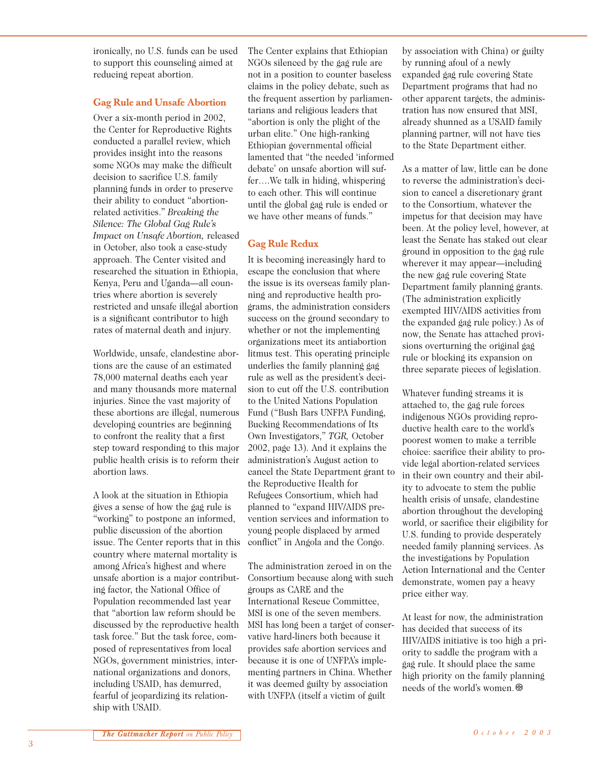ironically, no U.S. funds can be used to support this counseling aimed at reducing repeat abortion.

### Gag Rule and Unsafe Abortion

Over a six-month period in 2002, the Center for Reproductive Rights conducted a parallel review, which provides insight into the reasons some NGOs may make the difficult decision to sacrifice U.S. family planning funds in order to preserve their ability to conduct "abortion-related activities." *Breaking the Silence: The Global Gag Rule's Impact on Unsafe Abortion,* released in October, also took a case-study approach. The Center visited and researched the situation in Ethiopia, Kenya, Peru and Uganda—all countries where abortion is severely restricted and unsafe illegal abortion is a significant contributor to high rates of maternal death and injury.

Worldwide, unsafe, clandestine abortions are the cause of an estimated 78,000 maternal deaths each year and many thousands more maternal injuries. Since the vast majority of these abortions are illegal, numerous developing countries are beginning to confront the reality that a first step toward responding to this major public health crisis is to reform their abortion laws.

A look at the situation in Ethiopia gives a sense of how the gag rule is "working" to postpone an informed, public discussion of the abortion issue. The Center reports that in this country where maternal mortality is among Africa's highest and where unsafe abortion is a major contributing factor, the National Office of Population recommended last year that "abortion law reform should be discussed by the reproductive health task force." But the task force, composed of representatives from local NGOs, government ministries, international organizations and donors, including USAID, has demurred, fearful of jeopardizing its relationship with USAID.

The Center explains that Ethiopian NGOs silenced by the gag rule are not in a position to counter baseless claims in the policy debate, such as the frequent assertion by parliamentarians and religious leaders that "abortion is only the plight of the urban elite." One high-ranking Ethiopian governmental official lamented that "the needed 'informed debate' on unsafe abortion will suffer….We talk in hiding, whispering to each other. This will continue until the global gag rule is ended or we have other means of funds."

### Gag Rule Redux

It is becoming increasingly hard to escape the conclusion that where the issue is its overseas family planning and reproductive health programs, the administration considers success on the ground secondary to whether or not the implementing organizations meet its antiabortion litmus test. This operating principle underlies the family planning gag rule as well as the president's decision to cut off the U.S. contribution to the United Nations Population Fund ("Bush Bars UNFPA Funding, Bucking Recommendations of Its Own Investigators," *TGR,* October 2002, page 13). And it explains the administration's August action to cancel the State Department grant to the Reproductive Health for Refugees Consortium, which had planned to "expand HIV/AIDS prevention services and information to young people displaced by armed conflict" in Angola and the Congo.

The administration zeroed in on the Consortium because along with such groups as CARE and the International Rescue Committee, MSI is one of the seven members. MSI has long been a target of conservative hard-liners both because it provides safe abortion services and because it is one of UNFPA's implementing partners in China. Whether it was deemed guilty by association with UNFPA (itself a victim of guilt by association with China) or guilty by running afoul of a newly expanded gag rule covering State Department programs that had no other apparent targets, the administration has now ensured that MSI, already shunned as a USAID family planning partner, will not have ties to the State Department either.

As a matter of law, little can be done to reverse the administration's decision to cancel a discretionary grant to the Consortium, whatever the impetus for that decision may have been. At the policy level, however, at least the Senate has staked out clear ground in opposition to the gag rule wherever it may appear—including the new gag rule covering State Department family planning grants. (The administration explicitly exempted HIV/AIDS activities from the expanded gag rule policy.) As of now, the Senate has attached provisions overturning the original gag rule or blocking its expansion on three separate pieces of legislation.

Whatever funding streams it is attached to, the gag rule forces indigenous NGOs providing reproductive health care to the world's poorest women to make a terrible choice: sacrifice their ability to provide legal abortion-related services in their own country and their ability to advocate to stem the public health crisis of unsafe, clandestine abortion throughout the developing world, or sacrifice their eligibility for U.S. funding to provide desperately needed family planning services. As the investigations by Population Action International and the Center demonstrate, women pay a heavy price either way.

At least for now, the administration has decided that success of its HIV/AIDS initiative is too high a priority to saddle the program with a gag rule. It should place the same high priority on the family planning needs of the world's women.